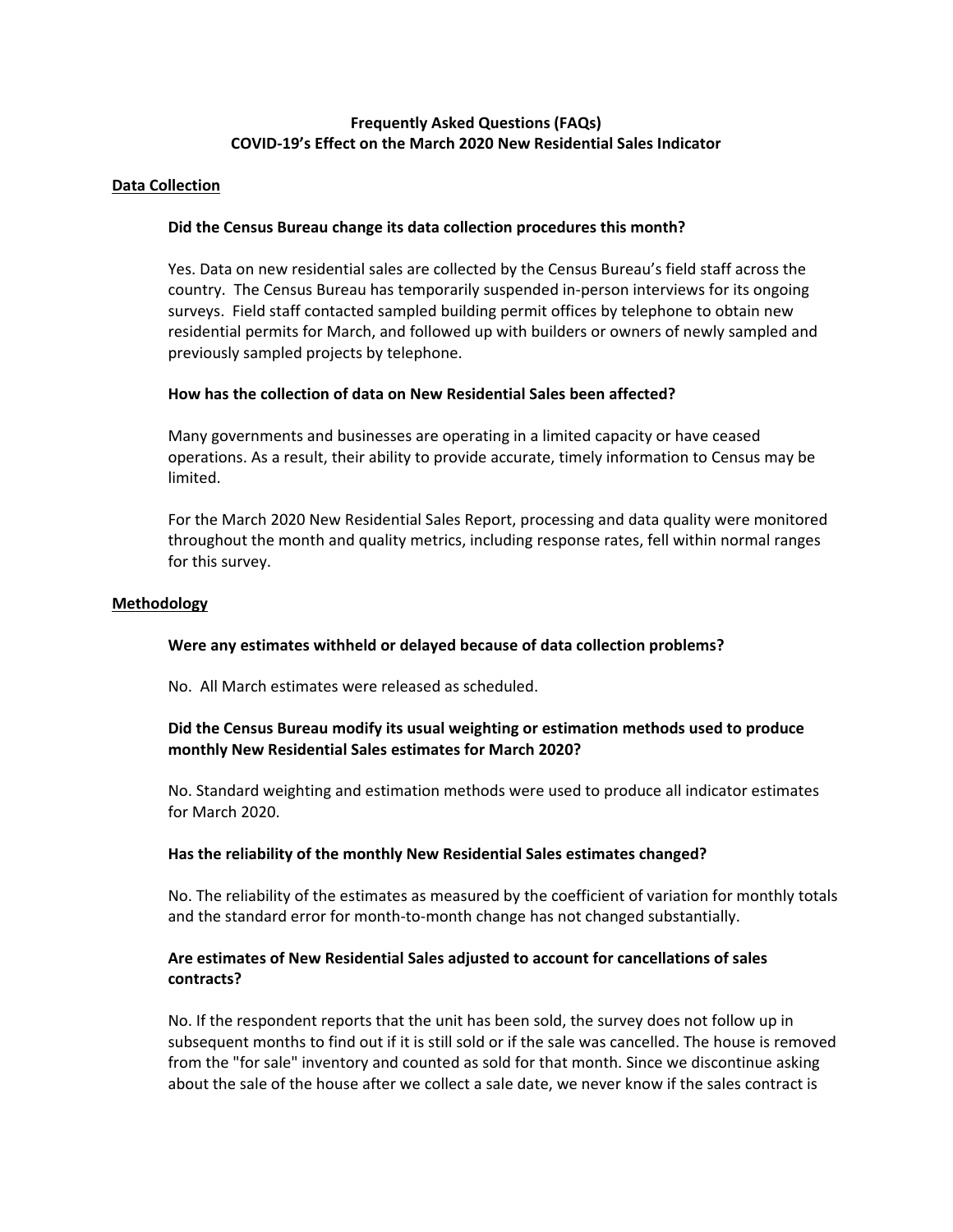# Frequently Asked Questions (FAQs)
# COVID-19's Effect on the March 2020 New Residential Sales Indicator

## Data Collection

### Did the Census Bureau change its data collection procedures this month?

Yes. Data on new residential sales are collected by the Census Bureau's field staff across the country. The Census Bureau has temporarily suspended in-person interviews for its ongoing surveys. Field staff contacted sampled building permit offices by telephone to obtain new residential permits for March, and followed up with builders or owners of newly sampled and previously sampled projects by telephone.

### How has the collection of data on New Residential Sales been affected?

Many governments and businesses are operating in a limited capacity or have ceased operations. As a result, their ability to provide accurate, timely information to Census may be limited.

For the March 2020 New Residential Sales Report, processing and data quality were monitored throughout the month and quality metrics, including response rates, fell within normal ranges for this survey.

## Methodology

### Were any estimates withheld or delayed because of data collection problems?

No. All March estimates were released as scheduled.

### Did the Census Bureau modify its usual weighting or estimation methods used to produce monthly New Residential Sales estimates for March 2020?

No. Standard weighting and estimation methods were used to produce all indicator estimates for March 2020.

### Has the reliability of the monthly New Residential Sales estimates changed?

No. The reliability of the estimates as measured by the coefficient of variation for monthly totals and the standard error for month-to-month change has not changed substantially.

### Are estimates of New Residential Sales adjusted to account for cancellations of sales contracts?

No. If the respondent reports that the unit has been sold, the survey does not follow up in subsequent months to find out if it is still sold or if the sale was cancelled. The house is removed from the "for sale" inventory and counted as sold for that month. Since we discontinue asking about the sale of the house after we collect a sale date, we never know if the sales contract is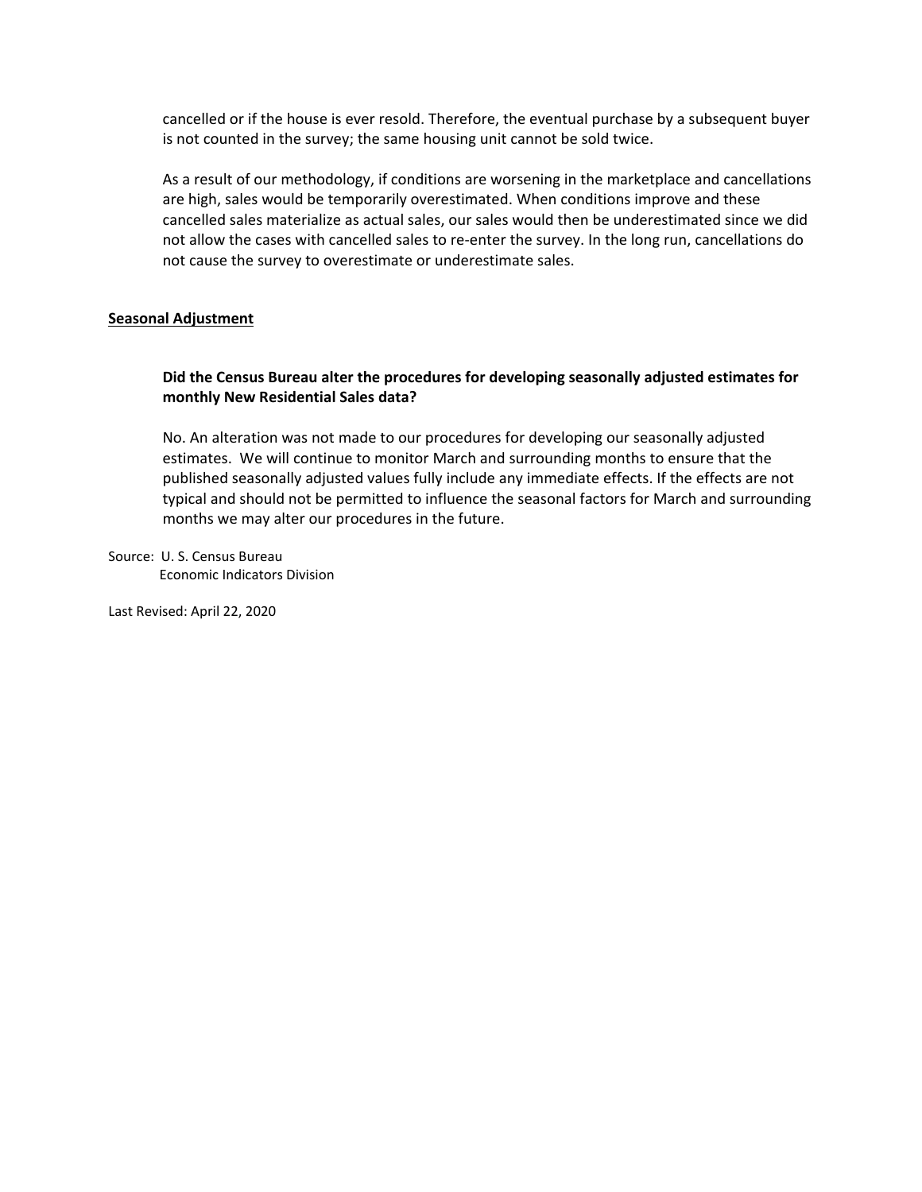cancelled or if the house is ever resold. Therefore, the eventual purchase by a subsequent buyer is not counted in the survey; the same housing unit cannot be sold twice.

As a result of our methodology, if conditions are worsening in the marketplace and cancellations are high, sales would be temporarily overestimated. When conditions improve and these cancelled sales materialize as actual sales, our sales would then be underestimated since we did not allow the cases with cancelled sales to re-enter the survey. In the long run, cancellations do not cause the survey to overestimate or underestimate sales.

## Seasonal Adjustment

**Did the Census Bureau alter the procedures for developing seasonally adjusted estimates for monthly New Residential Sales data?**

No. An alteration was not made to our procedures for developing our seasonally adjusted estimates. We will continue to monitor March and surrounding months to ensure that the published seasonally adjusted values fully include any immediate effects. If the effects are not typical and should not be permitted to influence the seasonal factors for March and surrounding months we may alter our procedures in the future.

Source: U. S. Census Bureau
Economic Indicators Division

Last Revised: April 22, 2020